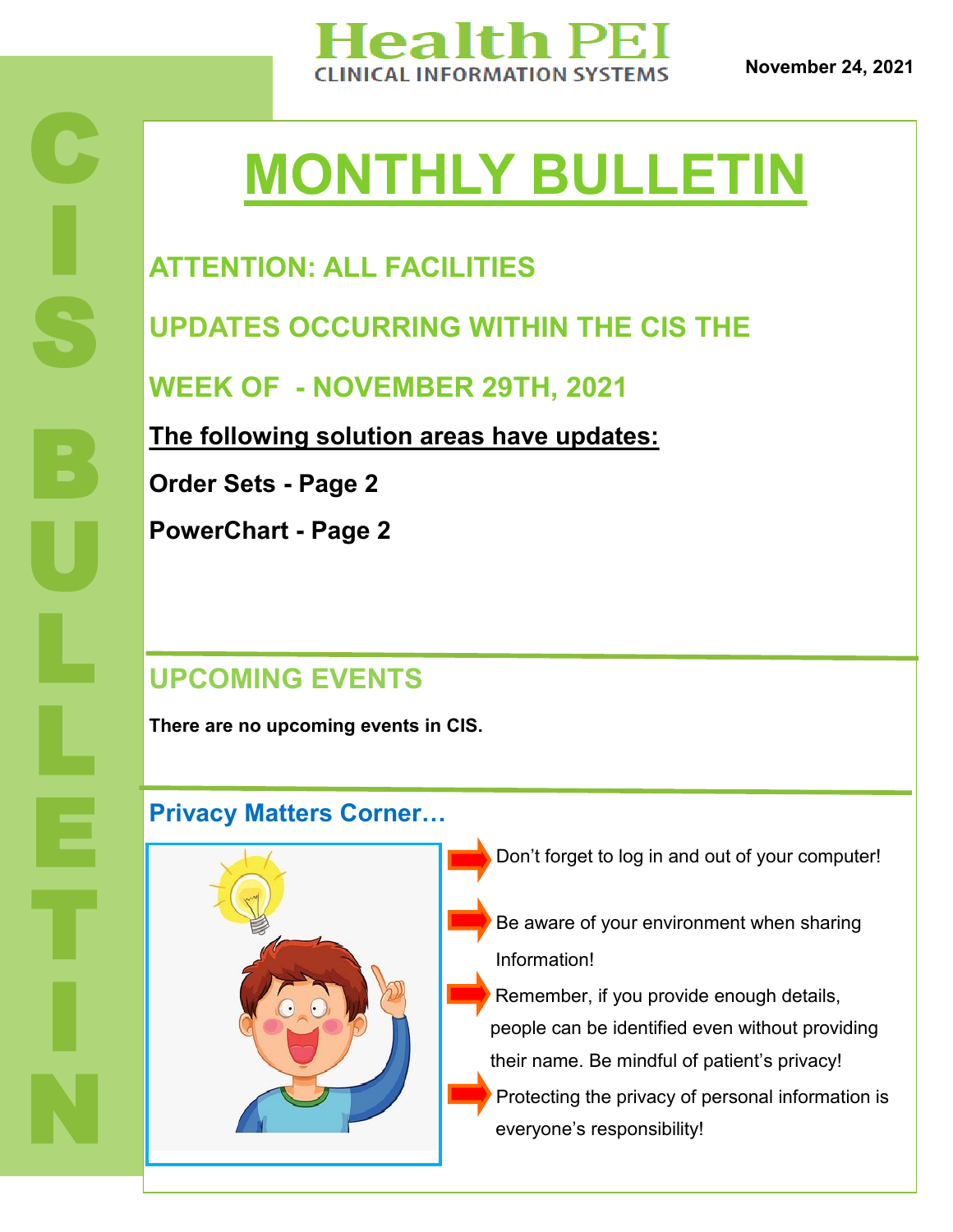# Health PEI

CLINICAL INFORMATION SYSTEMS

November 24, 2021

CIS BULLETIN

# MONTHLY BULLETIN

## ATTENTION: ALL FACILITIES

## UPDATES OCCURRING WITHIN THE CIS THE WEEK OF - NOVEMBER 29TH, 2021

**The following solution areas have updates:**

**Order Sets - Page 2**

**PowerChart - Page 2**

## UPCOMING EVENTS

**There are no upcoming events in CIS.**

## Privacy Matters Corner…

- Don't forget to log in and out of your computer!
- Be aware of your environment when sharing Information!
- Remember, if you provide enough details, people can be identified even without providing their name. Be mindful of patient's privacy!
- Protecting the privacy of personal information is everyone's responsibility!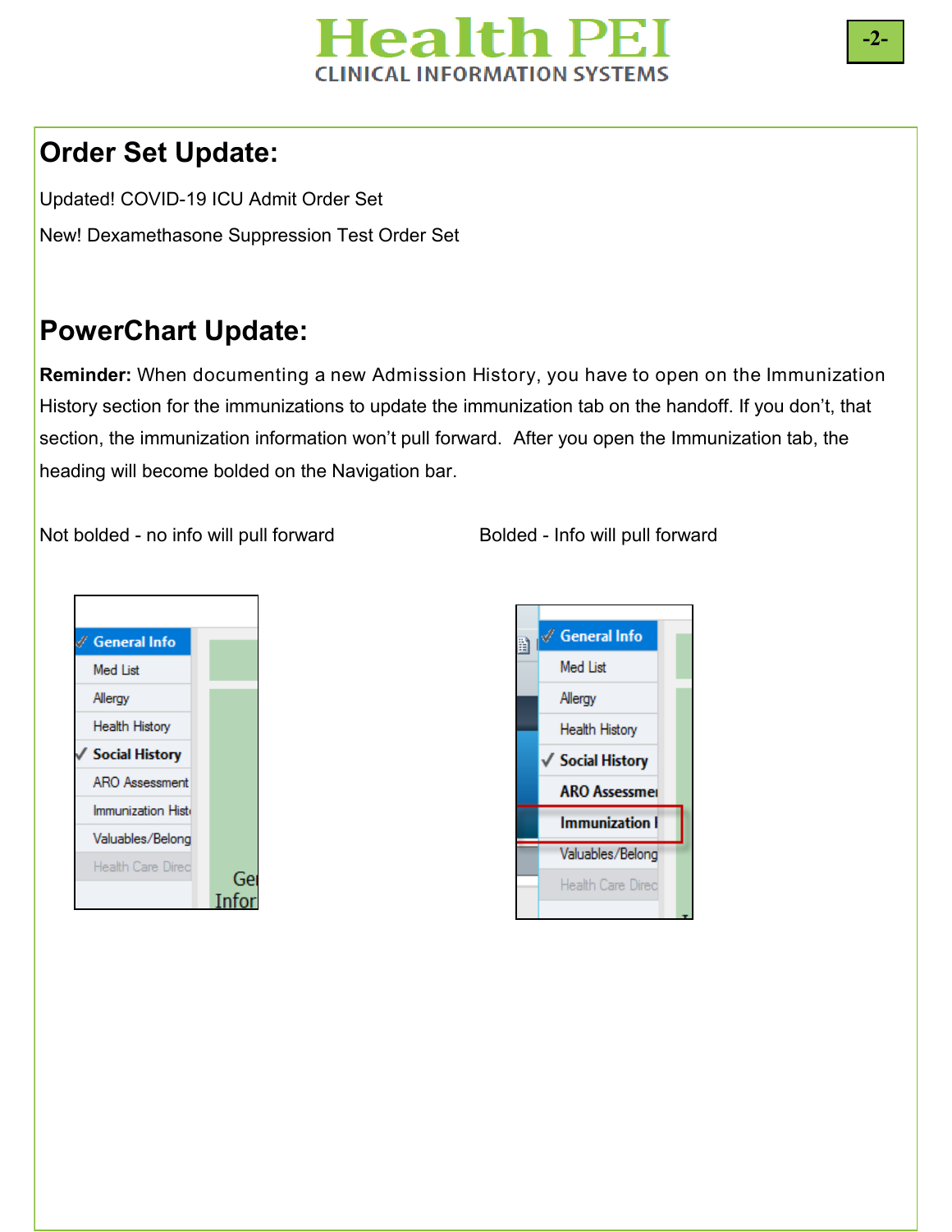## Order Set Update:

Updated! COVID-19 ICU Admit Order Set

New! Dexamethasone Suppression Test Order Set

## PowerChart Update:

**Reminder:** When documenting a new Admission History, you have to open on the Immunization History section for the immunizations to update the immunization tab on the handoff. If you don't, that section, the immunization information won't pull forward. After you open the Immunization tab, the heading will become bolded on the Navigation bar.

Not bolded - no info will pull forward

Bolded - Info will pull forward